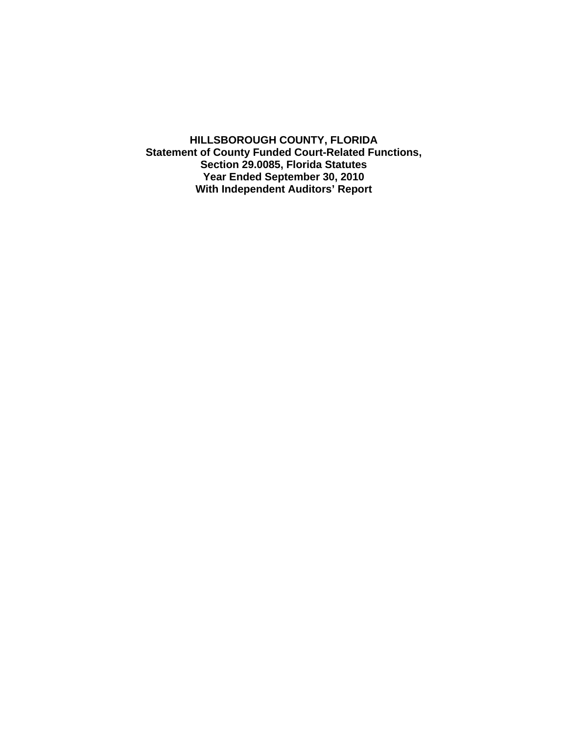# HILLSBOROUGH COUNTY, FLORIDA

**Statement of County Funded Court-Related Functions,**
**Section 29.0085, Florida Statutes**
**Year Ended September 30, 2010**
**With Independent Auditors' Report**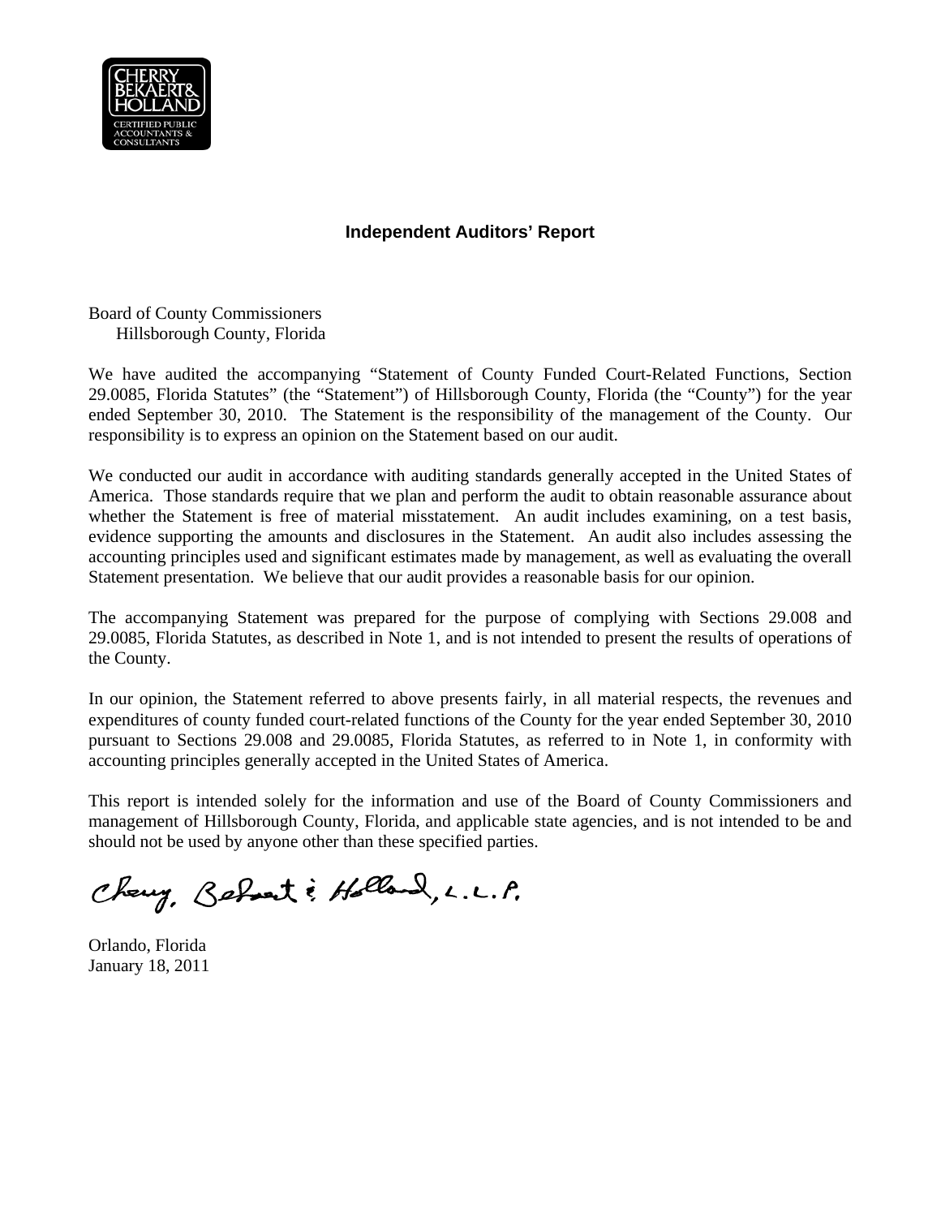CHERRY BEKAERT & HOLLAND
CERTIFIED PUBLIC ACCOUNTANTS & CONSULTANTS

## Independent Auditors' Report

Board of County Commissioners
Hillsborough County, Florida

We have audited the accompanying "Statement of County Funded Court-Related Functions, Section 29.0085, Florida Statutes" (the "Statement") of Hillsborough County, Florida (the "County") for the year ended September 30, 2010. The Statement is the responsibility of the management of the County. Our responsibility is to express an opinion on the Statement based on our audit.

We conducted our audit in accordance with auditing standards generally accepted in the United States of America. Those standards require that we plan and perform the audit to obtain reasonable assurance about whether the Statement is free of material misstatement. An audit includes examining, on a test basis, evidence supporting the amounts and disclosures in the Statement. An audit also includes assessing the accounting principles used and significant estimates made by management, as well as evaluating the overall Statement presentation. We believe that our audit provides a reasonable basis for our opinion.

The accompanying Statement was prepared for the purpose of complying with Sections 29.008 and 29.0085, Florida Statutes, as described in Note 1, and is not intended to present the results of operations of the County.

In our opinion, the Statement referred to above presents fairly, in all material respects, the revenues and expenditures of county funded court-related functions of the County for the year ended September 30, 2010 pursuant to Sections 29.008 and 29.0085, Florida Statutes, as referred to in Note 1, in conformity with accounting principles generally accepted in the United States of America.

This report is intended solely for the information and use of the Board of County Commissioners and management of Hillsborough County, Florida, and applicable state agencies, and is not intended to be and should not be used by anyone other than these specified parties.

Cherry, Bekaert & Holland, L.L.P.

Orlando, Florida
January 18, 2011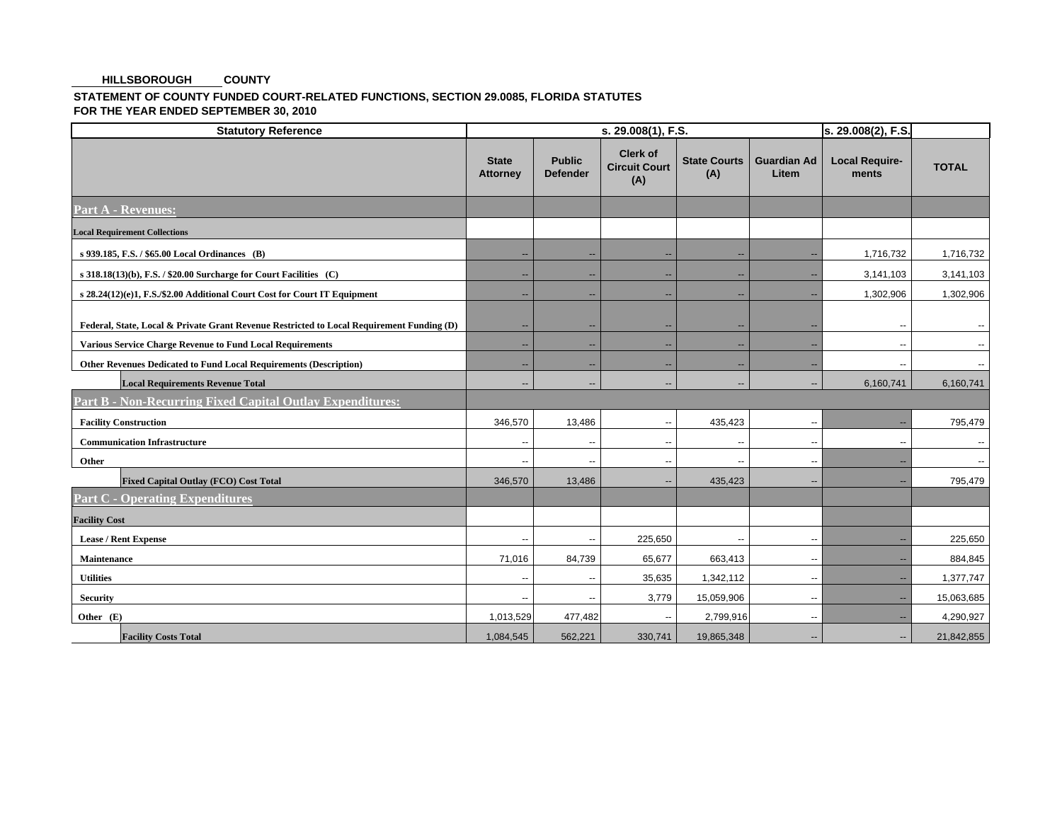**HILLSBOROUGH COUNTY**

**STATEMENT OF COUNTY FUNDED COURT-RELATED FUNCTIONS, SECTION 29.0085, FLORIDA STATUTES**
**FOR THE YEAR ENDED SEPTEMBER 30, 2010**

| Statutory Reference | s. 29.008(1), F.S. | | | | | s. 29.008(2), F.S. | |
|---|---|---|---|---|---|---|---|
| | State Attorney | Public Defender | Clerk of Circuit Court (A) | State Courts (A) | Guardian Ad Litem | Local Require-ments | TOTAL |
| **Part A - Revenues:** | | | | | | | |
| **Local Requirement Collections** | | | | | | | |
| s 939.185, F.S. / $65.00 Local Ordinances (B) | -- | -- | -- | -- | -- | 1,716,732 | 1,716,732 |
| s 318.18(13)(b), F.S. / $20.00 Surcharge for Court Facilities (C) | -- | -- | -- | -- | -- | 3,141,103 | 3,141,103 |
| s 28.24(12)(e)1, F.S./$2.00 Additional Court Cost for Court IT Equipment | -- | -- | -- | -- | -- | 1,302,906 | 1,302,906 |
| Federal, State, Local & Private Grant Revenue Restricted to Local Requirement Funding (D) | -- | -- | -- | -- | -- | -- | -- |
| Various Service Charge Revenue to Fund Local Requirements | -- | -- | -- | -- | -- | -- | -- |
| Other Revenues Dedicated to Fund Local Requirements (Description) | -- | -- | -- | -- | -- | -- | -- |
| **Local Requirements Revenue Total** | -- | -- | -- | -- | -- | 6,160,741 | 6,160,741 |
| **Part B - Non-Recurring Fixed Capital Outlay Expenditures:** | | | | | | | |
| Facility Construction | 346,570 | 13,486 | -- | 435,423 | -- | -- | 795,479 |
| Communication Infrastructure | -- | -- | -- | -- | -- | -- | -- |
| Other | -- | -- | -- | -- | -- | -- | -- |
| **Fixed Capital Outlay (FCO) Cost Total** | 346,570 | 13,486 | -- | 435,423 | -- | -- | 795,479 |
| **Part C - Operating Expenditures** | | | | | | | |
| **Facility Cost** | | | | | | | |
| Lease / Rent Expense | -- | -- | 225,650 | -- | -- | -- | 225,650 |
| Maintenance | 71,016 | 84,739 | 65,677 | 663,413 | -- | -- | 884,845 |
| Utilities | -- | -- | 35,635 | 1,342,112 | -- | -- | 1,377,747 |
| Security | -- | -- | 3,779 | 15,059,906 | -- | -- | 15,063,685 |
| Other (E) | 1,013,529 | 477,482 | -- | 2,799,916 | -- | -- | 4,290,927 |
| **Facility Costs Total** | 1,084,545 | 562,221 | 330,741 | 19,865,348 | -- | -- | 21,842,855 |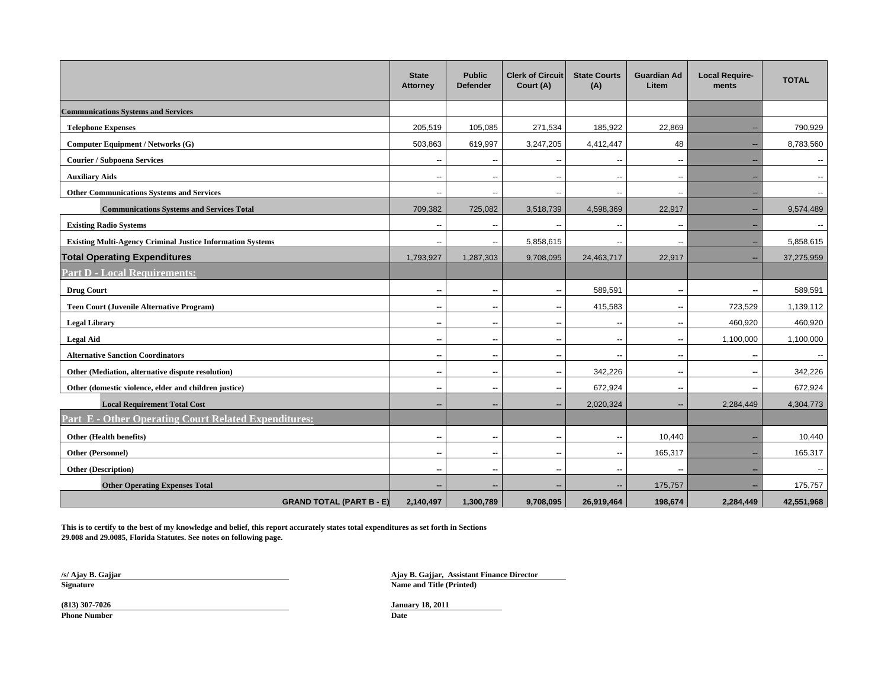| | State Attorney | Public Defender | Clerk of Circuit Court (A) | State Courts (A) | Guardian Ad Litem | Local Require-ments | TOTAL |
|---|---|---|---|---|---|---|---|
| **Communications Systems and Services** | | | | | | | |
| **Telephone Expenses** | 205,519 | 105,085 | 271,534 | 185,922 | 22,869 | -- | 790,929 |
| **Computer Equipment / Networks (G)** | 503,863 | 619,997 | 3,247,205 | 4,412,447 | 48 | -- | 8,783,560 |
| **Courier / Subpoena Services** | -- | -- | -- | -- | -- | -- | -- |
| **Auxiliary Aids** | -- | -- | -- | -- | -- | -- | -- |
| **Other Communications Systems and Services** | -- | -- | -- | -- | -- | -- | -- |
| **Communications Systems and Services Total** | 709,382 | 725,082 | 3,518,739 | 4,598,369 | 22,917 | -- | 9,574,489 |
| **Existing Radio Systems** | -- | -- | -- | -- | -- | -- | -- |
| **Existing Multi-Agency Criminal Justice Information Systems** | -- | -- | 5,858,615 | -- | -- | -- | 5,858,615 |
| **Total Operating Expenditures** | 1,793,927 | 1,287,303 | 9,708,095 | 24,463,717 | 22,917 | -- | 37,275,959 |
| **Part D - Local Requirements:** | | | | | | | |
| **Drug Court** | -- | -- | -- | 589,591 | -- | -- | 589,591 |
| **Teen Court (Juvenile Alternative Program)** | -- | -- | -- | 415,583 | -- | 723,529 | 1,139,112 |
| **Legal Library** | -- | -- | -- | -- | -- | 460,920 | 460,920 |
| **Legal Aid** | -- | -- | -- | -- | -- | 1,100,000 | 1,100,000 |
| **Alternative Sanction Coordinators** | -- | -- | -- | -- | -- | -- | -- |
| **Other (Mediation, alternative dispute resolution)** | -- | -- | -- | 342,226 | -- | -- | 342,226 |
| **Other (domestic violence, elder and children justice)** | -- | -- | -- | 672,924 | -- | -- | 672,924 |
| **Local Requirement Total Cost** | -- | -- | -- | 2,020,324 | -- | 2,284,449 | 4,304,773 |
| **Part E - Other Operating Court Related Expenditures:** | | | | | | | |
| **Other (Health benefits)** | -- | -- | -- | -- | 10,440 | -- | 10,440 |
| **Other (Personnel)** | -- | -- | -- | -- | 165,317 | -- | 165,317 |
| **Other (Description)** | -- | -- | -- | -- | -- | -- | -- |
| **Other Operating Expenses Total** | -- | -- | -- | -- | 175,757 | -- | 175,757 |
| **GRAND TOTAL (PART B - E)** | **2,140,497** | **1,300,789** | **9,708,095** | **26,919,464** | **198,674** | **2,284,449** | **42,551,968** |

**This is to certify to the best of my knowledge and belief, this report accurately states total expenditures as set forth in Sections 29.008 and 29.0085, Florida Statutes. See notes on following page.**

**/s/ Ajay B. Gajjar**
**Signature**

**Ajay B. Gajjar, Assistant Finance Director**
**Name and Title (Printed)**

**(813) 307-7026**
**Phone Number**

**January 18, 2011**
**Date**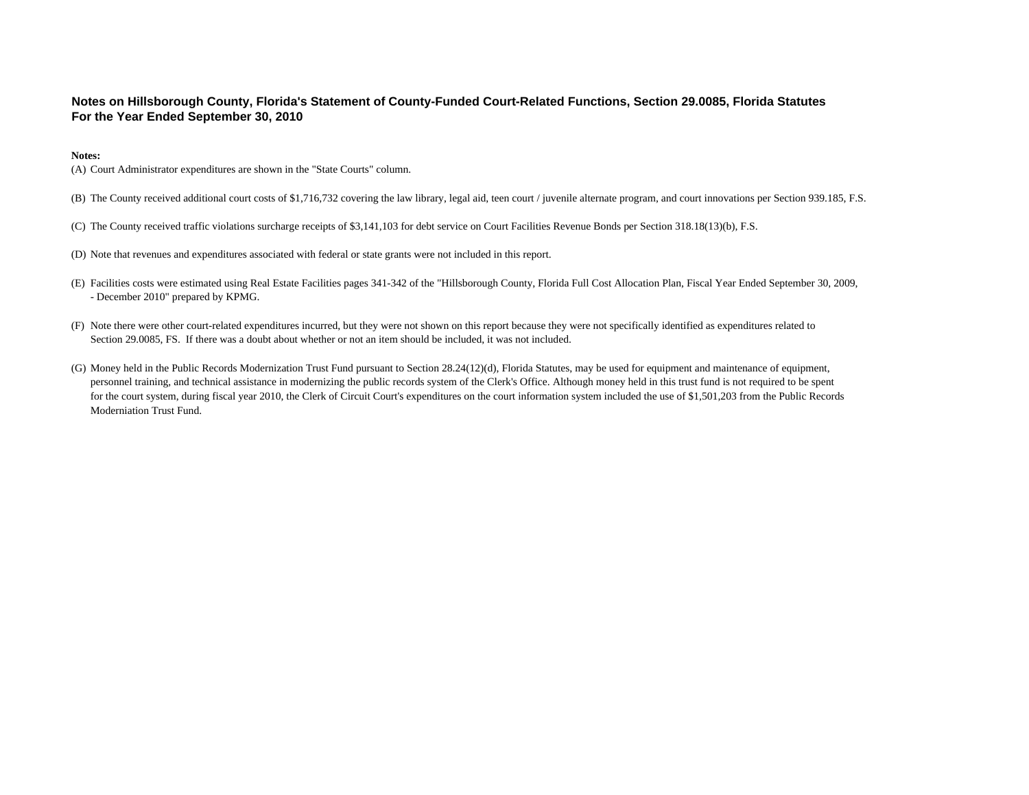## Notes on Hillsborough County, Florida's Statement of County-Funded Court-Related Functions, Section 29.0085, Florida Statutes
## For the Year Ended September 30, 2010

**Notes:**

(A) Court Administrator expenditures are shown in the "State Courts" column.

(B) The County received additional court costs of $1,716,732 covering the law library, legal aid, teen court / juvenile alternate program, and court innovations per Section 939.185, F.S.

(C) The County received traffic violations surcharge receipts of $3,141,103 for debt service on Court Facilities Revenue Bonds per Section 318.18(13)(b), F.S.

(D) Note that revenues and expenditures associated with federal or state grants were not included in this report.

(E) Facilities costs were estimated using Real Estate Facilities pages 341-342 of the "Hillsborough County, Florida Full Cost Allocation Plan, Fiscal Year Ended September 30, 2009, - December 2010" prepared by KPMG.

(F) Note there were other court-related expenditures incurred, but they were not shown on this report because they were not specifically identified as expenditures related to Section 29.0085, FS. If there was a doubt about whether or not an item should be included, it was not included.

(G) Money held in the Public Records Modernization Trust Fund pursuant to Section 28.24(12)(d), Florida Statutes, may be used for equipment and maintenance of equipment, personnel training, and technical assistance in modernizing the public records system of the Clerk's Office. Although money held in this trust fund is not required to be spent for the court system, during fiscal year 2010, the Clerk of Circuit Court's expenditures on the court information system included the use of $1,501,203 from the Public Records Moderniation Trust Fund.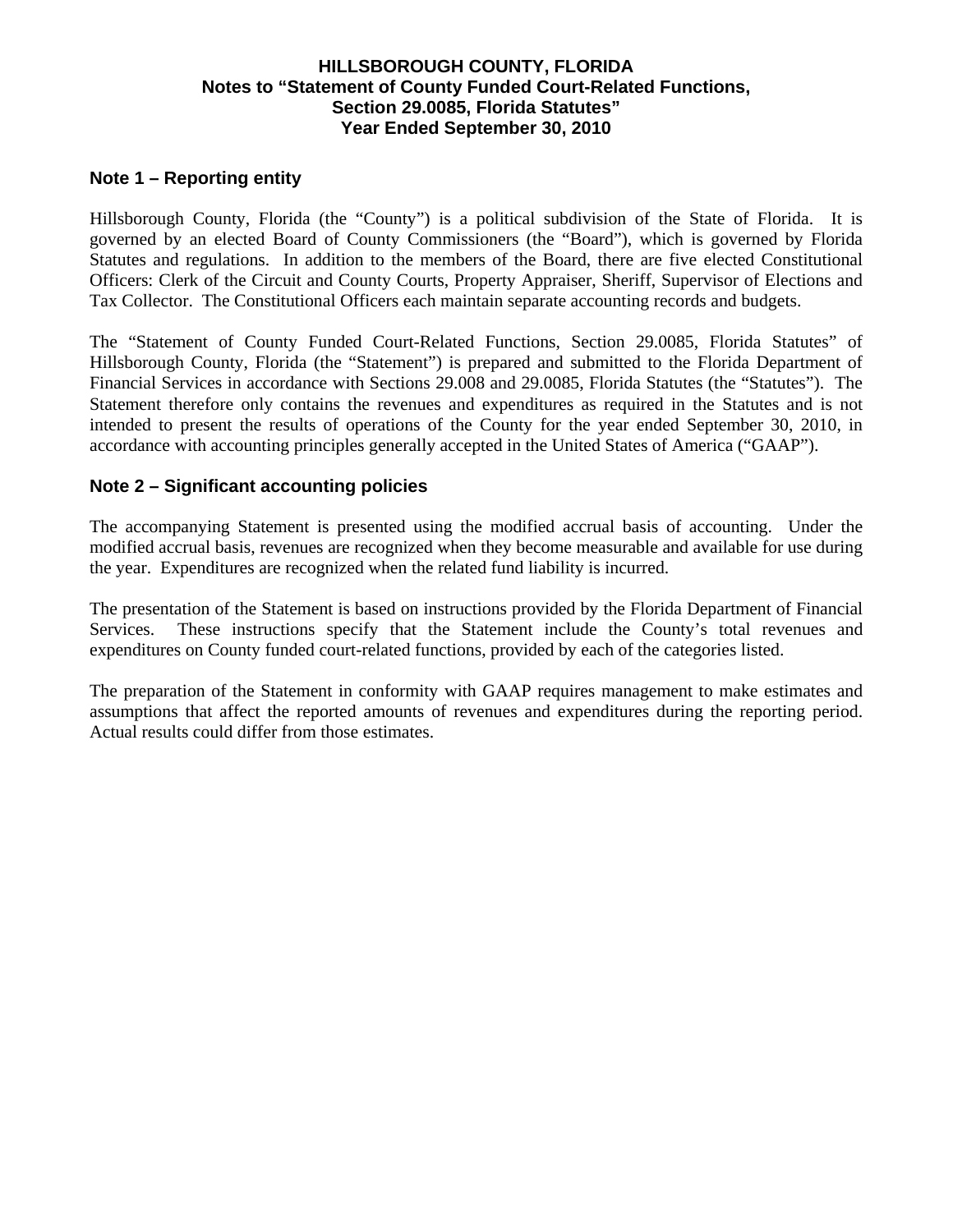# HILLSBOROUGH COUNTY, FLORIDA
## Notes to "Statement of County Funded Court-Related Functions, Section 29.0085, Florida Statutes"
## Year Ended September 30, 2010

### Note 1 – Reporting entity

Hillsborough County, Florida (the "County") is a political subdivision of the State of Florida. It is governed by an elected Board of County Commissioners (the "Board"), which is governed by Florida Statutes and regulations. In addition to the members of the Board, there are five elected Constitutional Officers: Clerk of the Circuit and County Courts, Property Appraiser, Sheriff, Supervisor of Elections and Tax Collector. The Constitutional Officers each maintain separate accounting records and budgets.

The "Statement of County Funded Court-Related Functions, Section 29.0085, Florida Statutes" of Hillsborough County, Florida (the "Statement") is prepared and submitted to the Florida Department of Financial Services in accordance with Sections 29.008 and 29.0085, Florida Statutes (the "Statutes"). The Statement therefore only contains the revenues and expenditures as required in the Statutes and is not intended to present the results of operations of the County for the year ended September 30, 2010, in accordance with accounting principles generally accepted in the United States of America ("GAAP").

### Note 2 – Significant accounting policies

The accompanying Statement is presented using the modified accrual basis of accounting. Under the modified accrual basis, revenues are recognized when they become measurable and available for use during the year. Expenditures are recognized when the related fund liability is incurred.

The presentation of the Statement is based on instructions provided by the Florida Department of Financial Services. These instructions specify that the Statement include the County's total revenues and expenditures on County funded court-related functions, provided by each of the categories listed.

The preparation of the Statement in conformity with GAAP requires management to make estimates and assumptions that affect the reported amounts of revenues and expenditures during the reporting period. Actual results could differ from those estimates.